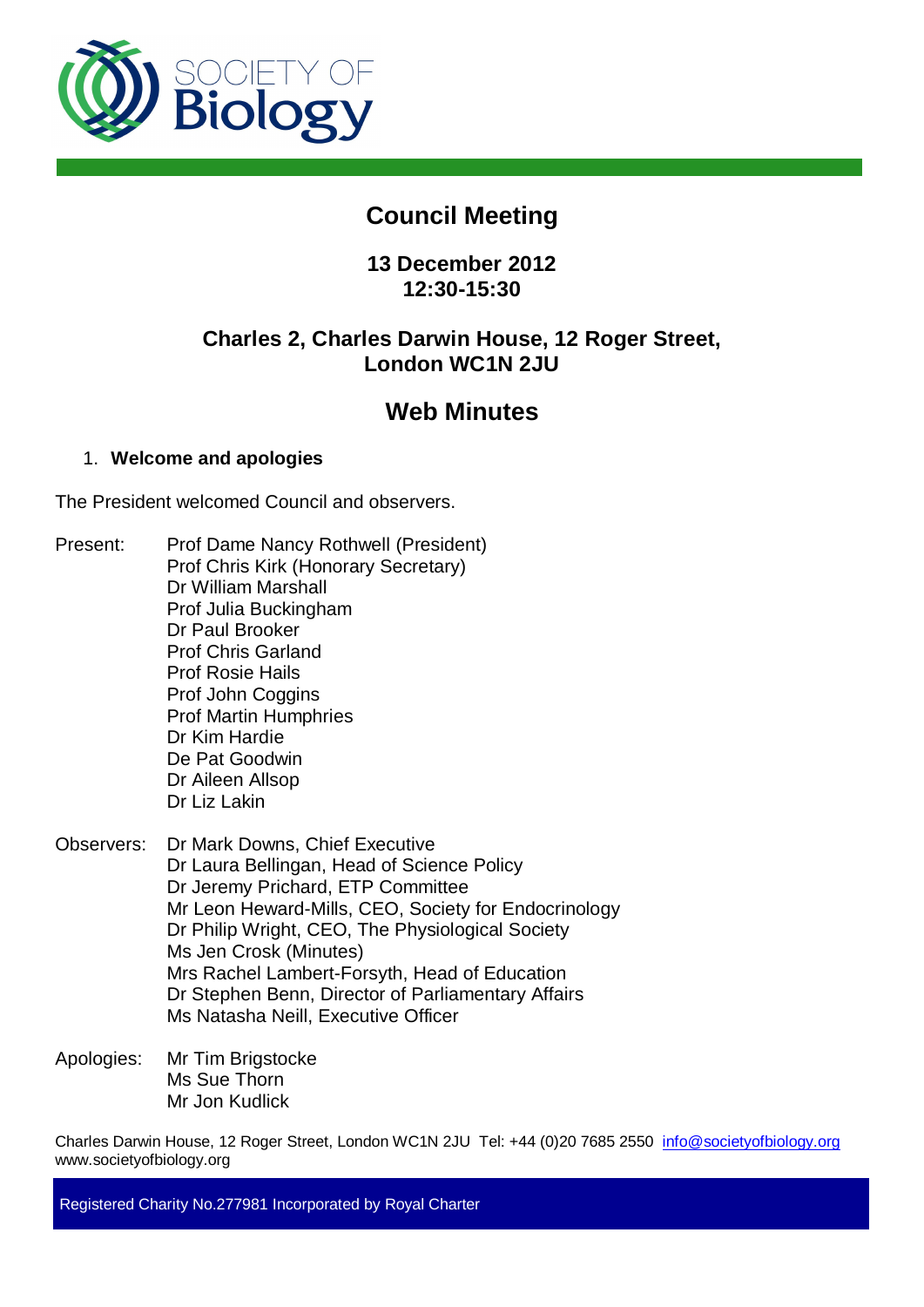# Council Meeting

## 13 December 2012
## 12:30-15:30

## Charles 2, Charles Darwin House, 12 Roger Street, London WC1N 2JU

# Web Minutes

1. **Welcome and apologies**

The President welcomed Council and observers.

Present:
- Prof Dame Nancy Rothwell (President)
- Prof Chris Kirk (Honorary Secretary)
- Dr William Marshall
- Prof Julia Buckingham
- Dr Paul Brooker
- Prof Chris Garland
- Prof Rosie Hails
- Prof John Coggins
- Prof Martin Humphries
- Dr Kim Hardie
- De Pat Goodwin
- Dr Aileen Allsop
- Dr Liz Lakin

Observers:
- Dr Mark Downs, Chief Executive
- Dr Laura Bellingan, Head of Science Policy
- Dr Jeremy Prichard, ETP Committee
- Mr Leon Heward-Mills, CEO, Society for Endocrinology
- Dr Philip Wright, CEO, The Physiological Society
- Ms Jen Crosk (Minutes)
- Mrs Rachel Lambert-Forsyth, Head of Education
- Dr Stephen Benn, Director of Parliamentary Affairs
- Ms Natasha Neill, Executive Officer

Apologies:
- Mr Tim Brigstocke
- Ms Sue Thorn
- Mr Jon Kudlick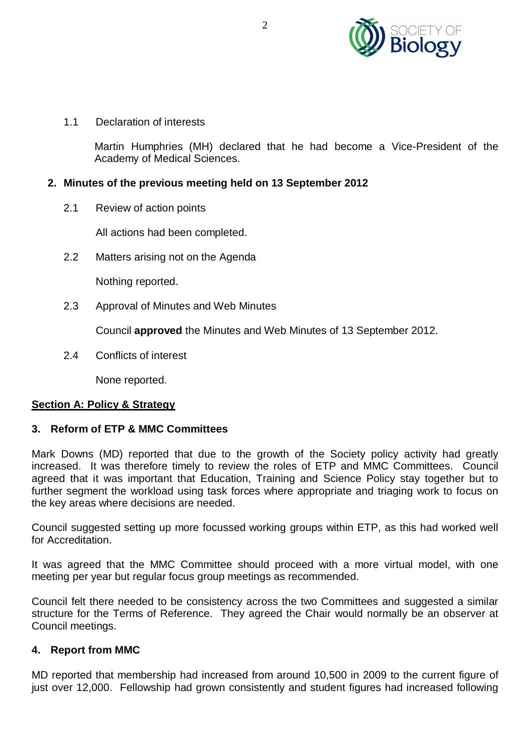1.1 Declaration of interests

Martin Humphries (MH) declared that he had become a Vice-President of the Academy of Medical Sciences.

## 2. Minutes of the previous meeting held on 13 September 2012

2.1 Review of action points

All actions had been completed.

2.2 Matters arising not on the Agenda

Nothing reported.

2.3 Approval of Minutes and Web Minutes

Council **approved** the Minutes and Web Minutes of 13 September 2012.

2.4 Conflicts of interest

None reported.

## Section A: Policy & Strategy

## 3. Reform of ETP & MMC Committees

Mark Downs (MD) reported that due to the growth of the Society policy activity had greatly increased. It was therefore timely to review the roles of ETP and MMC Committees. Council agreed that it was important that Education, Training and Science Policy stay together but to further segment the workload using task forces where appropriate and triaging work to focus on the key areas where decisions are needed.

Council suggested setting up more focussed working groups within ETP, as this had worked well for Accreditation.

It was agreed that the MMC Committee should proceed with a more virtual model, with one meeting per year but regular focus group meetings as recommended.

Council felt there needed to be consistency across the two Committees and suggested a similar structure for the Terms of Reference. They agreed the Chair would normally be an observer at Council meetings.

## 4. Report from MMC

MD reported that membership had increased from around 10,500 in 2009 to the current figure of just over 12,000. Fellowship had grown consistently and student figures had increased following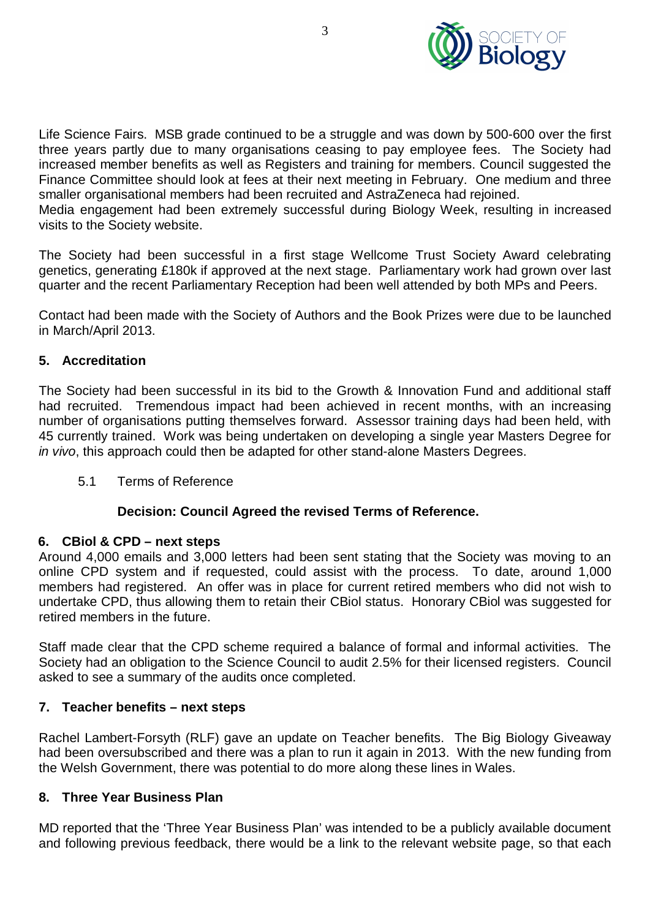Life Science Fairs. MSB grade continued to be a struggle and was down by 500-600 over the first three years partly due to many organisations ceasing to pay employee fees. The Society had increased member benefits as well as Registers and training for members. Council suggested the Finance Committee should look at fees at their next meeting in February. One medium and three smaller organisational members had been recruited and AstraZeneca had rejoined.
Media engagement had been extremely successful during Biology Week, resulting in increased visits to the Society website.

The Society had been successful in a first stage Wellcome Trust Society Award celebrating genetics, generating £180k if approved at the next stage. Parliamentary work had grown over last quarter and the recent Parliamentary Reception had been well attended by both MPs and Peers.

Contact had been made with the Society of Authors and the Book Prizes were due to be launched in March/April 2013.

## 5. Accreditation

The Society had been successful in its bid to the Growth & Innovation Fund and additional staff had recruited. Tremendous impact had been achieved in recent months, with an increasing number of organisations putting themselves forward. Assessor training days had been held, with 45 currently trained. Work was being undertaken on developing a single year Masters Degree for *in vivo*, this approach could then be adapted for other stand-alone Masters Degrees.

5.1 Terms of Reference

**Decision: Council Agreed the revised Terms of Reference.**

## 6. CBiol & CPD – next steps

Around 4,000 emails and 3,000 letters had been sent stating that the Society was moving to an online CPD system and if requested, could assist with the process. To date, around 1,000 members had registered. An offer was in place for current retired members who did not wish to undertake CPD, thus allowing them to retain their CBiol status. Honorary CBiol was suggested for retired members in the future.

Staff made clear that the CPD scheme required a balance of formal and informal activities. The Society had an obligation to the Science Council to audit 2.5% for their licensed registers. Council asked to see a summary of the audits once completed.

## 7. Teacher benefits – next steps

Rachel Lambert-Forsyth (RLF) gave an update on Teacher benefits. The Big Biology Giveaway had been oversubscribed and there was a plan to run it again in 2013. With the new funding from the Welsh Government, there was potential to do more along these lines in Wales.

## 8. Three Year Business Plan

MD reported that the 'Three Year Business Plan' was intended to be a publicly available document and following previous feedback, there would be a link to the relevant website page, so that each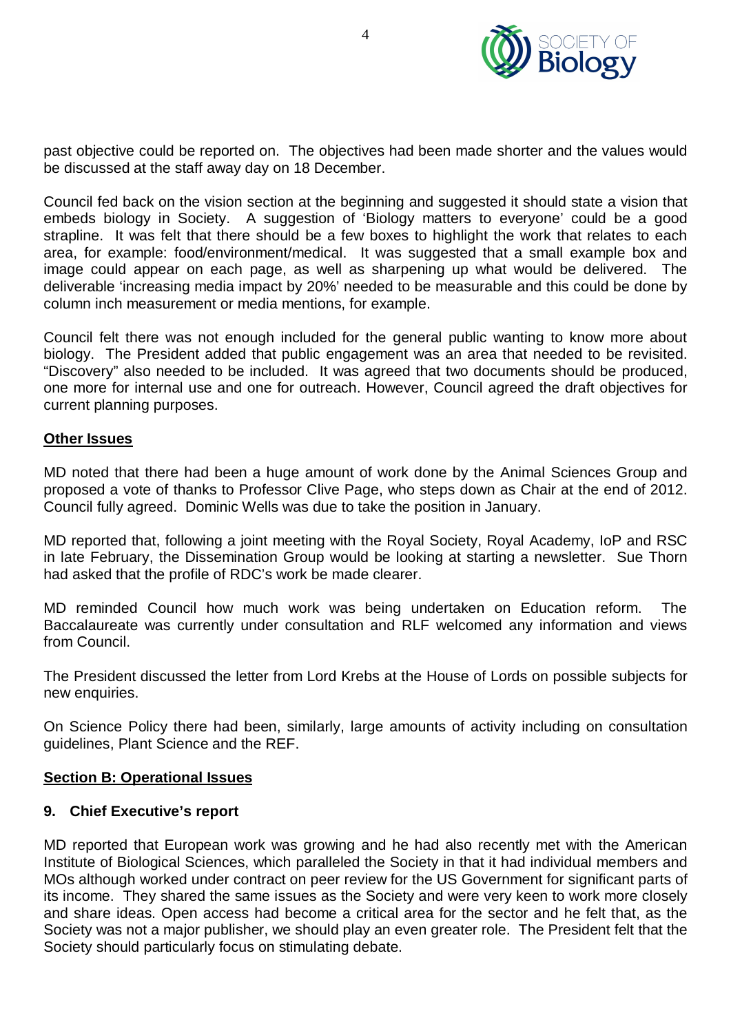past objective could be reported on. The objectives had been made shorter and the values would be discussed at the staff away day on 18 December.

Council fed back on the vision section at the beginning and suggested it should state a vision that embeds biology in Society. A suggestion of 'Biology matters to everyone' could be a good strapline. It was felt that there should be a few boxes to highlight the work that relates to each area, for example: food/environment/medical. It was suggested that a small example box and image could appear on each page, as well as sharpening up what would be delivered. The deliverable 'increasing media impact by 20%' needed to be measurable and this could be done by column inch measurement or media mentions, for example.

Council felt there was not enough included for the general public wanting to know more about biology. The President added that public engagement was an area that needed to be revisited. "Discovery" also needed to be included. It was agreed that two documents should be produced, one more for internal use and one for outreach. However, Council agreed the draft objectives for current planning purposes.

**Other Issues**

MD noted that there had been a huge amount of work done by the Animal Sciences Group and proposed a vote of thanks to Professor Clive Page, who steps down as Chair at the end of 2012. Council fully agreed. Dominic Wells was due to take the position in January.

MD reported that, following a joint meeting with the Royal Society, Royal Academy, IoP and RSC in late February, the Dissemination Group would be looking at starting a newsletter. Sue Thorn had asked that the profile of RDC's work be made clearer.

MD reminded Council how much work was being undertaken on Education reform. The Baccalaureate was currently under consultation and RLF welcomed any information and views from Council.

The President discussed the letter from Lord Krebs at the House of Lords on possible subjects for new enquiries.

On Science Policy there had been, similarly, large amounts of activity including on consultation guidelines, Plant Science and the REF.

## Section B: Operational Issues

### 9. Chief Executive's report

MD reported that European work was growing and he had also recently met with the American Institute of Biological Sciences, which paralleled the Society in that it had individual members and MOs although worked under contract on peer review for the US Government for significant parts of its income. They shared the same issues as the Society and were very keen to work more closely and share ideas. Open access had become a critical area for the sector and he felt that, as the Society was not a major publisher, we should play an even greater role. The President felt that the Society should particularly focus on stimulating debate.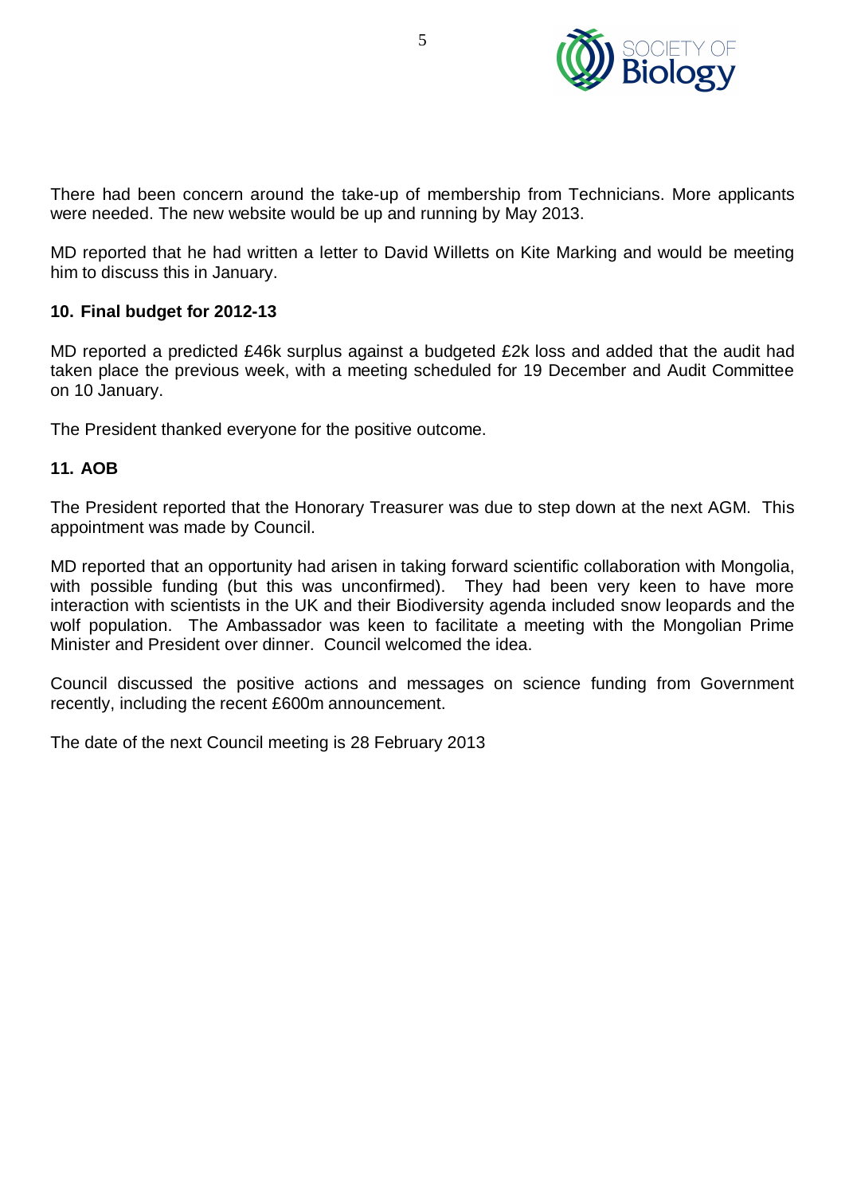There had been concern around the take-up of membership from Technicians. More applicants were needed. The new website would be up and running by May 2013.

MD reported that he had written a letter to David Willetts on Kite Marking and would be meeting him to discuss this in January.

**10. Final budget for 2012-13**

MD reported a predicted £46k surplus against a budgeted £2k loss and added that the audit had taken place the previous week, with a meeting scheduled for 19 December and Audit Committee on 10 January.

The President thanked everyone for the positive outcome.

**11. AOB**

The President reported that the Honorary Treasurer was due to step down at the next AGM. This appointment was made by Council.

MD reported that an opportunity had arisen in taking forward scientific collaboration with Mongolia, with possible funding (but this was unconfirmed). They had been very keen to have more interaction with scientists in the UK and their Biodiversity agenda included snow leopards and the wolf population. The Ambassador was keen to facilitate a meeting with the Mongolian Prime Minister and President over dinner. Council welcomed the idea.

Council discussed the positive actions and messages on science funding from Government recently, including the recent £600m announcement.

The date of the next Council meeting is 28 February 2013